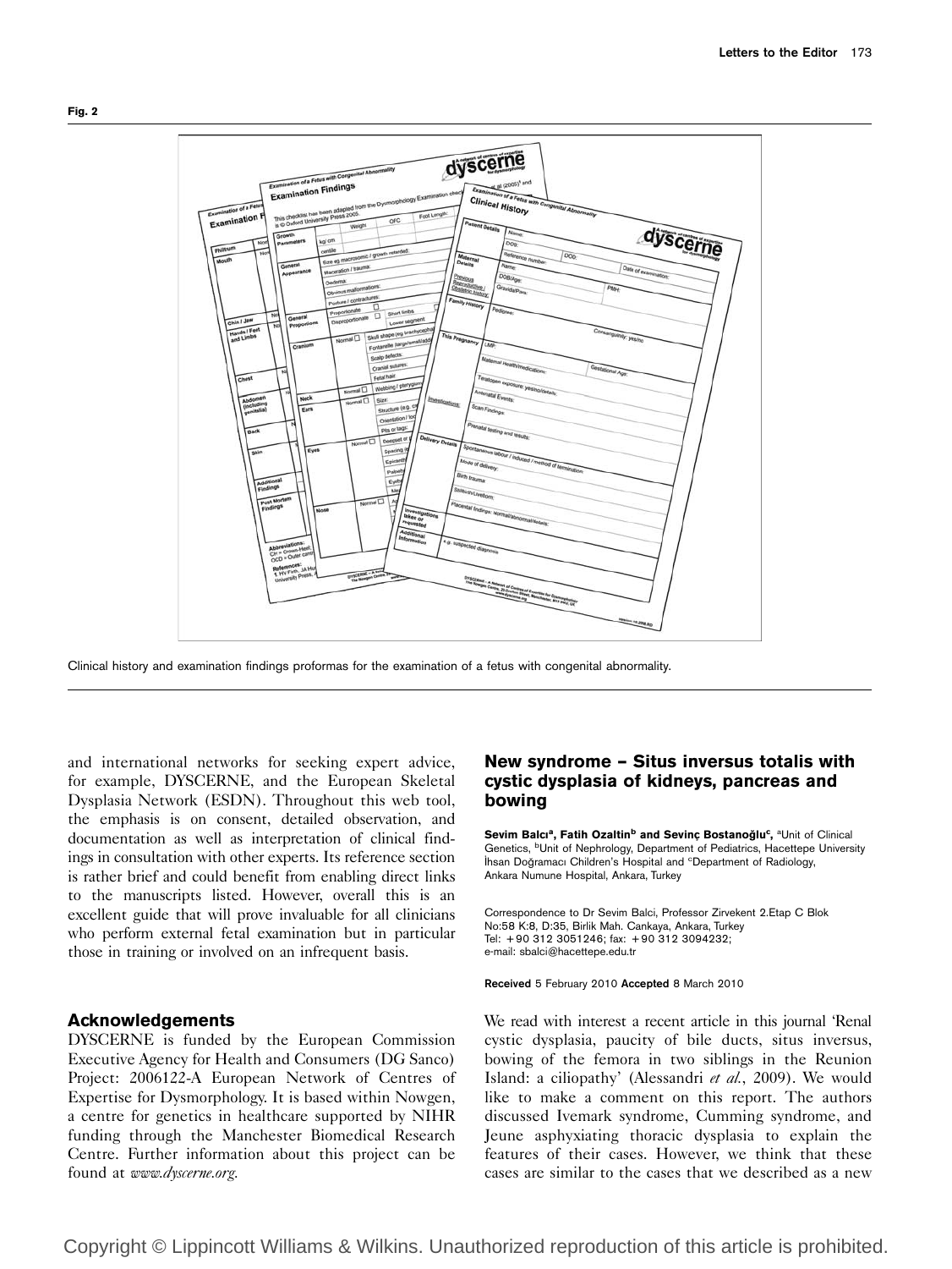Fig. 2

Clinical history and examination findings proformas for the examination of a fetus with congenital abnormality.

and international networks for seeking expert advice, for example, DYSCERNE, and the European Skeletal Dysplasia Network (ESDN). Throughout this web tool, the emphasis is on consent, detailed observation, and documentation as well as interpretation of clinical findings in consultation with other experts. Its reference section is rather brief and could benefit from enabling direct links to the manuscripts listed. However, overall this is an excellent guide that will prove invaluable for all clinicians who perform external fetal examination but in particular those in training or involved on an infrequent basis.

## Acknowledgements

DYSCERNE is funded by the European Commission Executive Agency for Health and Consumers (DG Sanco) Project: 2006122-A European Network of Centres of Expertise for Dysmorphology. It is based within Nowgen, a centre for genetics in healthcare supported by NIHR funding through the Manchester Biomedical Research Centre. Further information about this project can be found at *www.dyscerne.org*.

## New syndrome – Situs inversus totalis with cystic dysplasia of kidneys, pancreas and bowing

**Sevim Balcı[a], Fatih Ozaltin[b] and Sevinç Bostanoğlu[c]**, [a]Unit of Clinical Genetics, [b]Unit of Nephrology, Department of Pediatrics, Hacettepe University İhsan Doğramacı Children's Hospital and [c]Department of Radiology, Ankara Numune Hospital, Ankara, Turkey

Correspondence to Dr Sevim Balci, Professor Zirvekent 2.Etap C Blok No:58 K:8, D:35, Birlik Mah. Cankaya, Ankara, Turkey
Tel: +90 312 3051246; fax: +90 312 3094232;
e-mail: sbalci@hacettepe.edu.tr

**Received** 5 February 2010 **Accepted** 8 March 2010

We read with interest a recent article in this journal 'Renal cystic dysplasia, paucity of bile ducts, situs inversus, bowing of the femora in two siblings in the Reunion Island: a ciliopathy' (Alessandri *et al.*, 2009). We would like to make a comment on this report. The authors discussed Ivemark syndrome, Cumming syndrome, and Jeune asphyxiating thoracic dysplasia to explain the features of their cases. However, we think that these cases are similar to the cases that we described as a new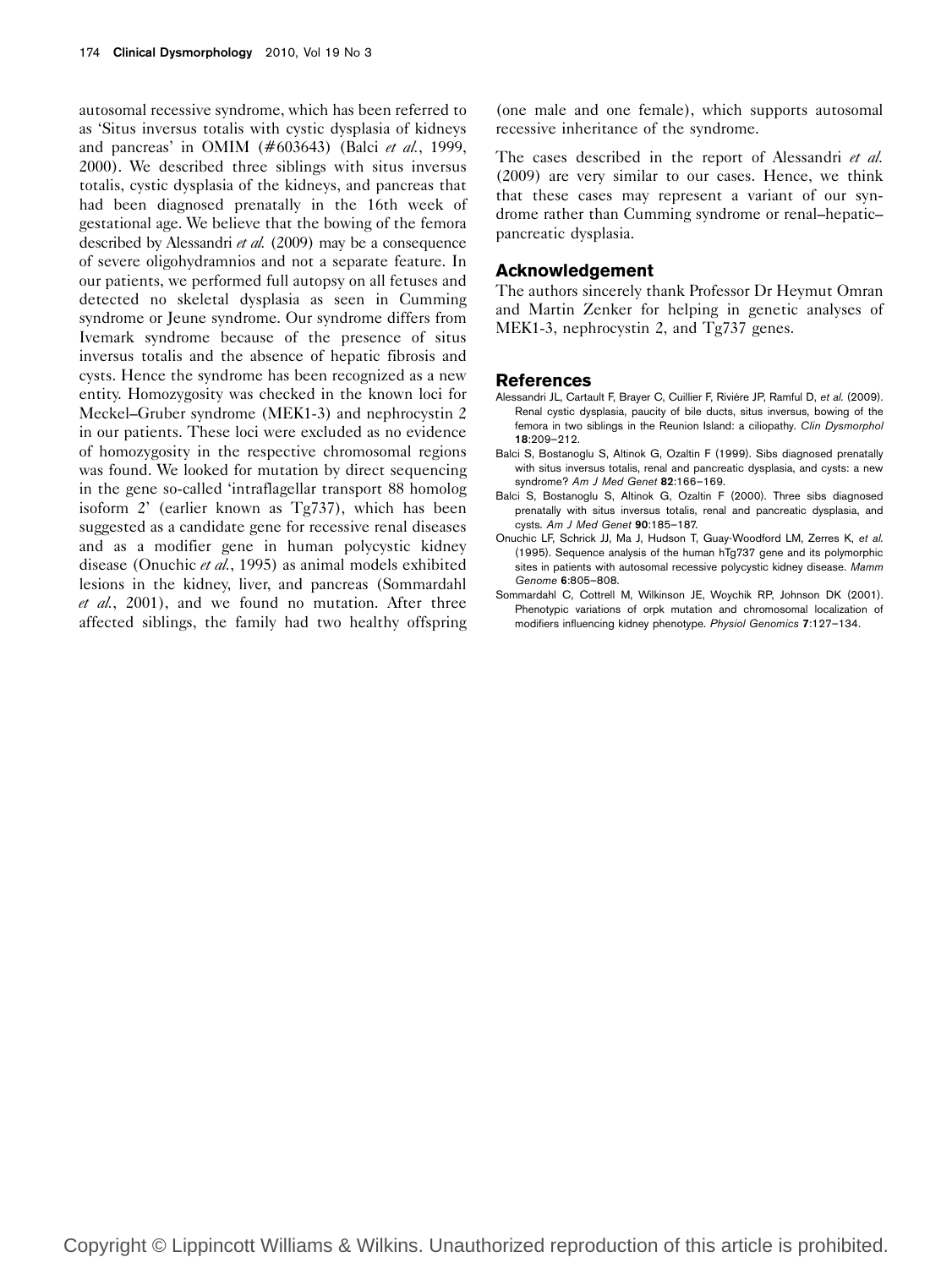autosomal recessive syndrome, which has been referred to as 'Situs inversus totalis with cystic dysplasia of kidneys and pancreas' in OMIM (#603643) (Balci *et al.*, 1999, 2000). We described three siblings with situs inversus totalis, cystic dysplasia of the kidneys, and pancreas that had been diagnosed prenatally in the 16th week of gestational age. We believe that the bowing of the femora described by Alessandri *et al.* (2009) may be a consequence of severe oligohydramnios and not a separate feature. In our patients, we performed full autopsy on all fetuses and detected no skeletal dysplasia as seen in Cumming syndrome or Jeune syndrome. Our syndrome differs from Ivemark syndrome because of the presence of situs inversus totalis and the absence of hepatic fibrosis and cysts. Hence the syndrome has been recognized as a new entity. Homozygosity was checked in the known loci for Meckel–Gruber syndrome (MEK1-3) and nephrocystin 2 in our patients. These loci were excluded as no evidence of homozygosity in the respective chromosomal regions was found. We looked for mutation by direct sequencing in the gene so-called 'intraflagellar transport 88 homolog isoform 2' (earlier known as Tg737), which has been suggested as a candidate gene for recessive renal diseases and as a modifier gene in human polycystic kidney disease (Onuchic *et al.*, 1995) as animal models exhibited lesions in the kidney, liver, and pancreas (Sommardahl *et al.*, 2001), and we found no mutation. After three affected siblings, the family had two healthy offspring (one male and one female), which supports autosomal recessive inheritance of the syndrome.

The cases described in the report of Alessandri *et al.* (2009) are very similar to our cases. Hence, we think that these cases may represent a variant of our syndrome rather than Cumming syndrome or renal–hepatic–pancreatic dysplasia.

## Acknowledgement

The authors sincerely thank Professor Dr Heymut Omran and Martin Zenker for helping in genetic analyses of MEK1-3, nephrocystin 2, and Tg737 genes.

## References

Alessandri JL, Cartault F, Brayer C, Cuillier F, Rivière JP, Ramful D, *et al.* (2009). Renal cystic dysplasia, paucity of bile ducts, situs inversus, bowing of the femora in two siblings in the Reunion Island: a ciliopathy. *Clin Dysmorphol* **18**:209–212.

Balci S, Bostanoglu S, Altinok G, Ozaltin F (1999). Sibs diagnosed prenatally with situs inversus totalis, renal and pancreatic dysplasia, and cysts: a new syndrome? *Am J Med Genet* **82**:166–169.

Balci S, Bostanoglu S, Altinok G, Ozaltin F (2000). Three sibs diagnosed prenatally with situs inversus totalis, renal and pancreatic dysplasia, and cysts. *Am J Med Genet* **90**:185–187.

Onuchic LF, Schrick JJ, Ma J, Hudson T, Guay-Woodford LM, Zerres K, *et al.* (1995). Sequence analysis of the human hTg737 gene and its polymorphic sites in patients with autosomal recessive polycystic kidney disease. *Mamm Genome* **6**:805–808.

Sommardahl C, Cottrell M, Wilkinson JE, Woychik RP, Johnson DK (2001). Phenotypic variations of orpk mutation and chromosomal localization of modifiers influencing kidney phenotype. *Physiol Genomics* **7**:127–134.